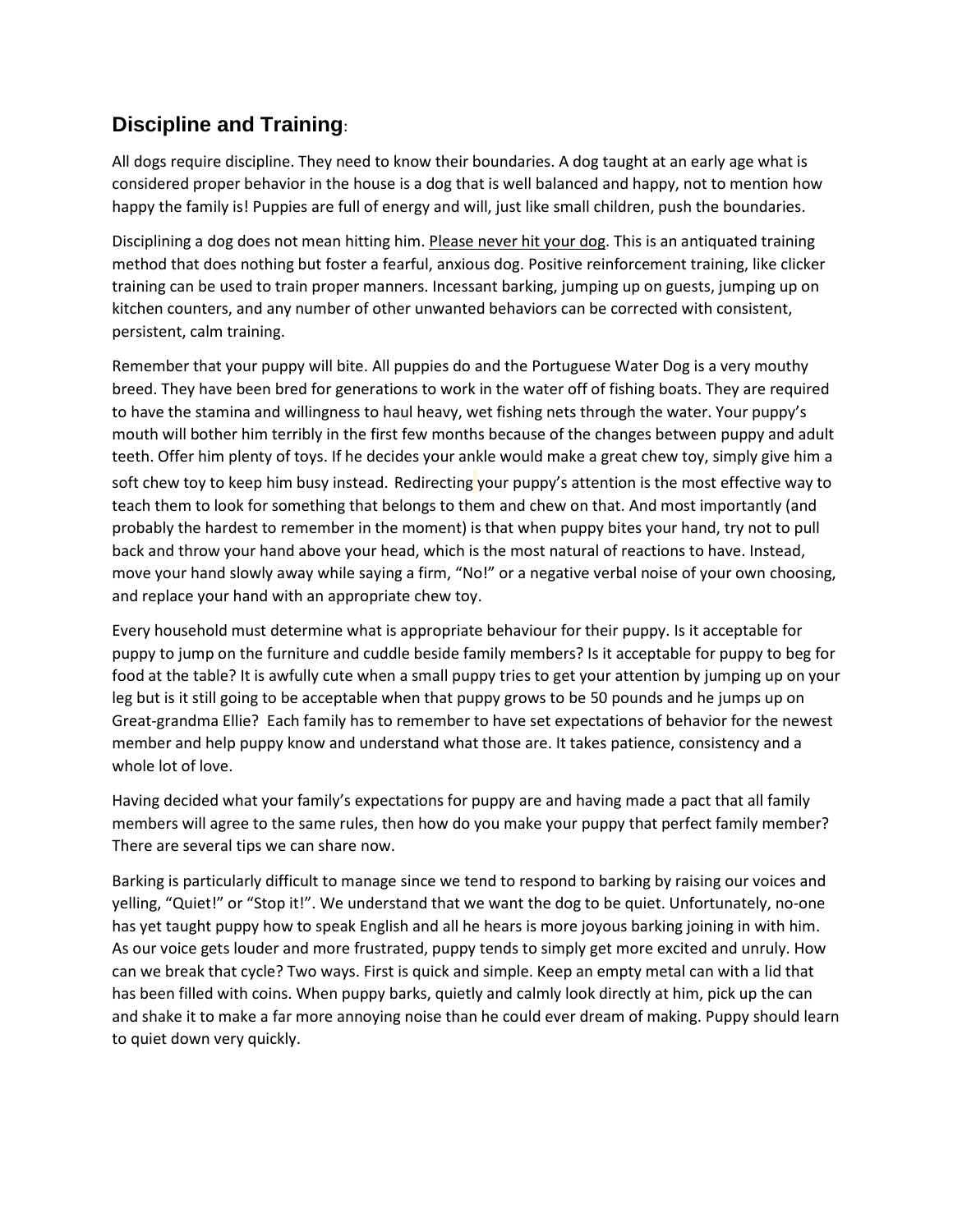## Discipline and Training:

All dogs require discipline. They need to know their boundaries. A dog taught at an early age what is considered proper behavior in the house is a dog that is well balanced and happy, not to mention how happy the family is! Puppies are full of energy and will, just like small children, push the boundaries.

Disciplining a dog does not mean hitting him. Please never hit your dog. This is an antiquated training method that does nothing but foster a fearful, anxious dog. Positive reinforcement training, like clicker training can be used to train proper manners. Incessant barking, jumping up on guests, jumping up on kitchen counters, and any number of other unwanted behaviors can be corrected with consistent, persistent, calm training.

Remember that your puppy will bite. All puppies do and the Portuguese Water Dog is a very mouthy breed. They have been bred for generations to work in the water off of fishing boats. They are required to have the stamina and willingness to haul heavy, wet fishing nets through the water. Your puppy's mouth will bother him terribly in the first few months because of the changes between puppy and adult teeth. Offer him plenty of toys. If he decides your ankle would make a great chew toy, simply give him a soft chew toy to keep him busy instead. Redirecting your puppy's attention is the most effective way to teach them to look for something that belongs to them and chew on that. And most importantly (and probably the hardest to remember in the moment) is that when puppy bites your hand, try not to pull back and throw your hand above your head, which is the most natural of reactions to have. Instead, move your hand slowly away while saying a firm, "No!" or a negative verbal noise of your own choosing, and replace your hand with an appropriate chew toy.

Every household must determine what is appropriate behaviour for their puppy. Is it acceptable for puppy to jump on the furniture and cuddle beside family members? Is it acceptable for puppy to beg for food at the table? It is awfully cute when a small puppy tries to get your attention by jumping up on your leg but is it still going to be acceptable when that puppy grows to be 50 pounds and he jumps up on Great-grandma Ellie? Each family has to remember to have set expectations of behavior for the newest member and help puppy know and understand what those are. It takes patience, consistency and a whole lot of love.

Having decided what your family's expectations for puppy are and having made a pact that all family members will agree to the same rules, then how do you make your puppy that perfect family member? There are several tips we can share now.

Barking is particularly difficult to manage since we tend to respond to barking by raising our voices and yelling, "Quiet!" or "Stop it!". We understand that we want the dog to be quiet. Unfortunately, no-one has yet taught puppy how to speak English and all he hears is more joyous barking joining in with him. As our voice gets louder and more frustrated, puppy tends to simply get more excited and unruly. How can we break that cycle? Two ways. First is quick and simple. Keep an empty metal can with a lid that has been filled with coins. When puppy barks, quietly and calmly look directly at him, pick up the can and shake it to make a far more annoying noise than he could ever dream of making. Puppy should learn to quiet down very quickly.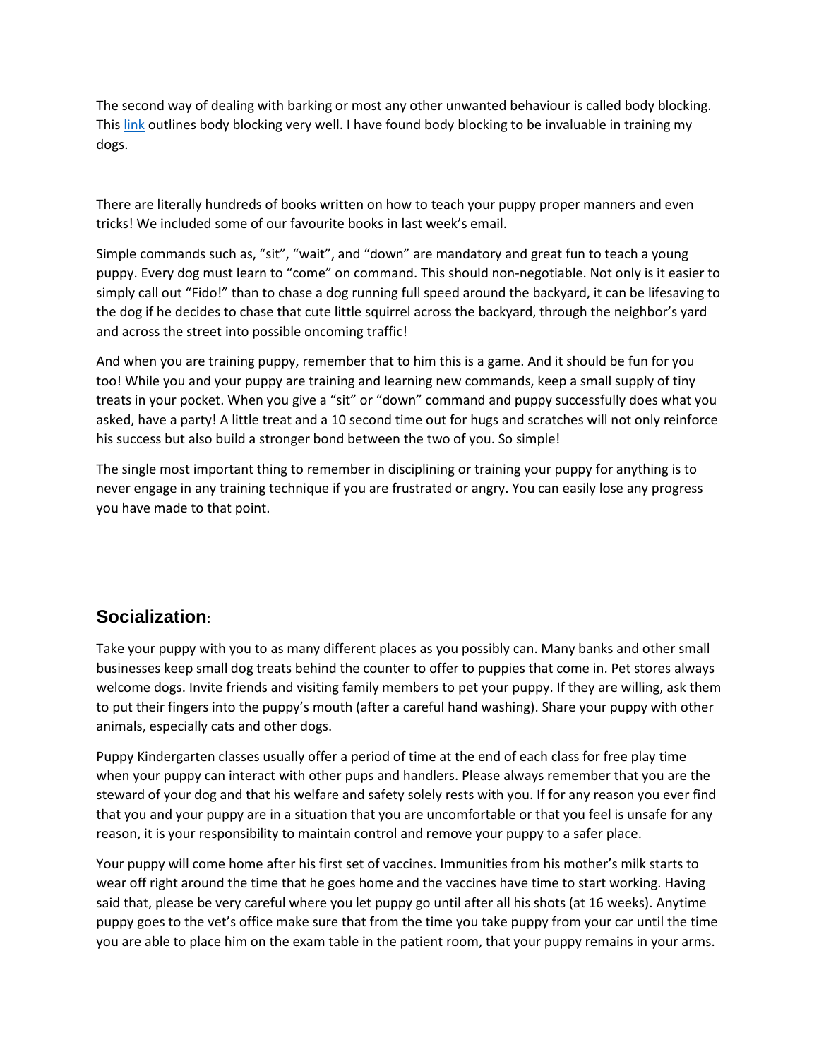The second way of dealing with barking or most any other unwanted behaviour is called body blocking. This [link] outlines body blocking very well. I have found body blocking to be invaluable in training my dogs.

There are literally hundreds of books written on how to teach your puppy proper manners and even tricks! We included some of our favourite books in last week's email.

Simple commands such as, "sit", "wait", and "down" are mandatory and great fun to teach a young puppy. Every dog must learn to "come" on command. This should non-negotiable. Not only is it easier to simply call out "Fido!" than to chase a dog running full speed around the backyard, it can be lifesaving to the dog if he decides to chase that cute little squirrel across the backyard, through the neighbor's yard and across the street into possible oncoming traffic!

And when you are training puppy, remember that to him this is a game. And it should be fun for you too! While you and your puppy are training and learning new commands, keep a small supply of tiny treats in your pocket. When you give a "sit" or "down" command and puppy successfully does what you asked, have a party! A little treat and a 10 second time out for hugs and scratches will not only reinforce his success but also build a stronger bond between the two of you. So simple!

The single most important thing to remember in disciplining or training your puppy for anything is to never engage in any training technique if you are frustrated or angry. You can easily lose any progress you have made to that point.

## Socialization:

Take your puppy with you to as many different places as you possibly can. Many banks and other small businesses keep small dog treats behind the counter to offer to puppies that come in. Pet stores always welcome dogs. Invite friends and visiting family members to pet your puppy. If they are willing, ask them to put their fingers into the puppy's mouth (after a careful hand washing). Share your puppy with other animals, especially cats and other dogs.

Puppy Kindergarten classes usually offer a period of time at the end of each class for free play time when your puppy can interact with other pups and handlers. Please always remember that you are the steward of your dog and that his welfare and safety solely rests with you. If for any reason you ever find that you and your puppy are in a situation that you are uncomfortable or that you feel is unsafe for any reason, it is your responsibility to maintain control and remove your puppy to a safer place.

Your puppy will come home after his first set of vaccines. Immunities from his mother's milk starts to wear off right around the time that he goes home and the vaccines have time to start working. Having said that, please be very careful where you let puppy go until after all his shots (at 16 weeks). Anytime puppy goes to the vet's office make sure that from the time you take puppy from your car until the time you are able to place him on the exam table in the patient room, that your puppy remains in your arms.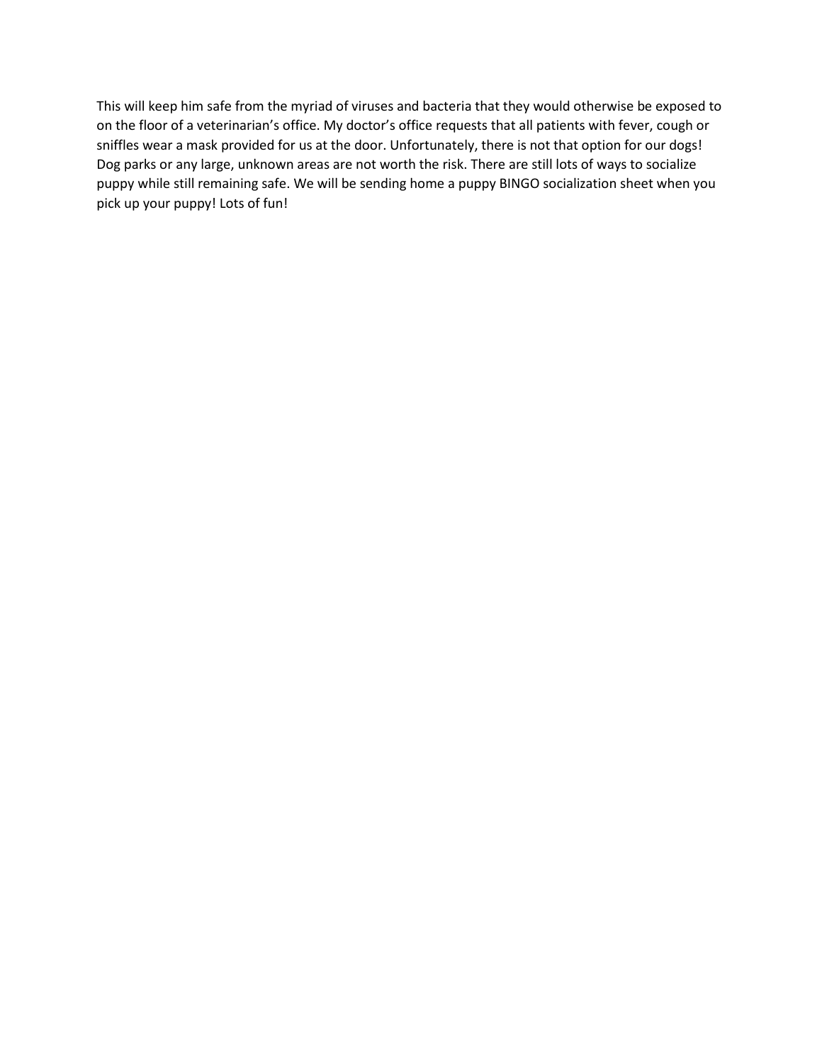This will keep him safe from the myriad of viruses and bacteria that they would otherwise be exposed to on the floor of a veterinarian's office. My doctor's office requests that all patients with fever, cough or sniffles wear a mask provided for us at the door. Unfortunately, there is not that option for our dogs! Dog parks or any large, unknown areas are not worth the risk. There are still lots of ways to socialize puppy while still remaining safe. We will be sending home a puppy BINGO socialization sheet when you pick up your puppy! Lots of fun!